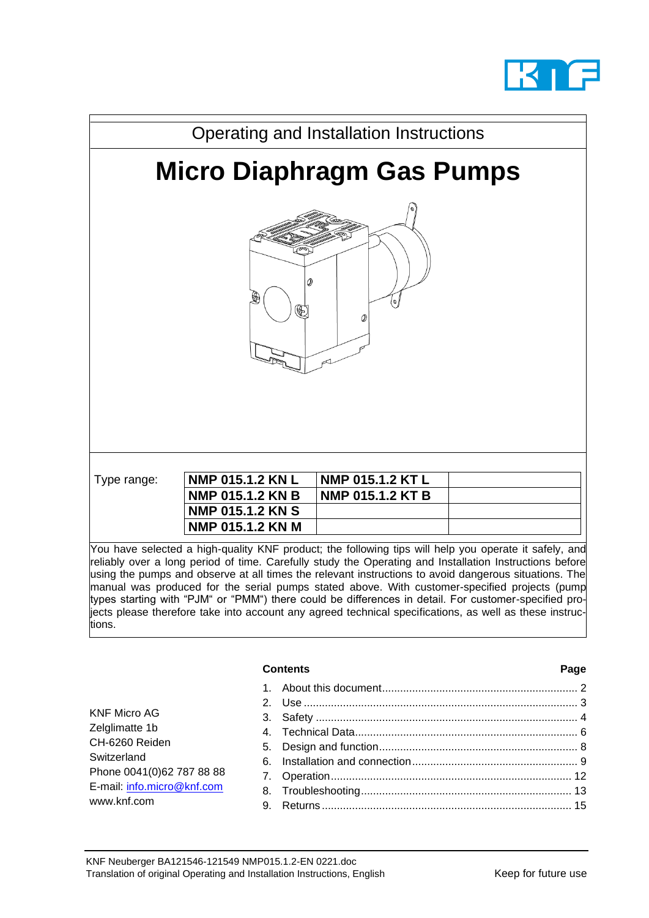Operating and Installation Instructions

# Micro Diaphragm Gas Pumps

| Type range: | | | |
|---|---|---|---|
| | **NMP 015.1.2 KN L** | **NMP 015.1.2 KT L** | |
| | **NMP 015.1.2 KN B** | **NMP 015.1.2 KT B** | |
| | **NMP 015.1.2 KN S** | | |
| | **NMP 015.1.2 KN M** | | |

You have selected a high-quality KNF product; the following tips will help you operate it safely, and reliably over a long period of time. Carefully study the Operating and Installation Instructions before using the pumps and observe at all times the relevant instructions to avoid dangerous situations. The manual was produced for the serial pumps stated above. With customer-specified projects (pump types starting with "PJM" or "PMM") there could be differences in detail. For customer-specified projects please therefore take into account any agreed technical specifications, as well as these instructions.

KNF Micro AG
Zelglimatte 1b
CH-6260 Reiden
Switzerland
Phone 0041(0)62 787 88 88
E-mail: info.micro@knf.com
www.knf.com

**Contents** **Page**

1. About this document ........ 2
2. Use ........ 3
3. Safety ........ 4
4. Technical Data ........ 6
5. Design and function ........ 8
6. Installation and connection ........ 9
7. Operation ........ 12
8. Troubleshooting ........ 13
9. Returns ........ 15

KNF Neuberger BA121546-121549 NMP015.1.2-EN 0221.doc
Translation of original Operating and Installation Instructions, English

Keep for future use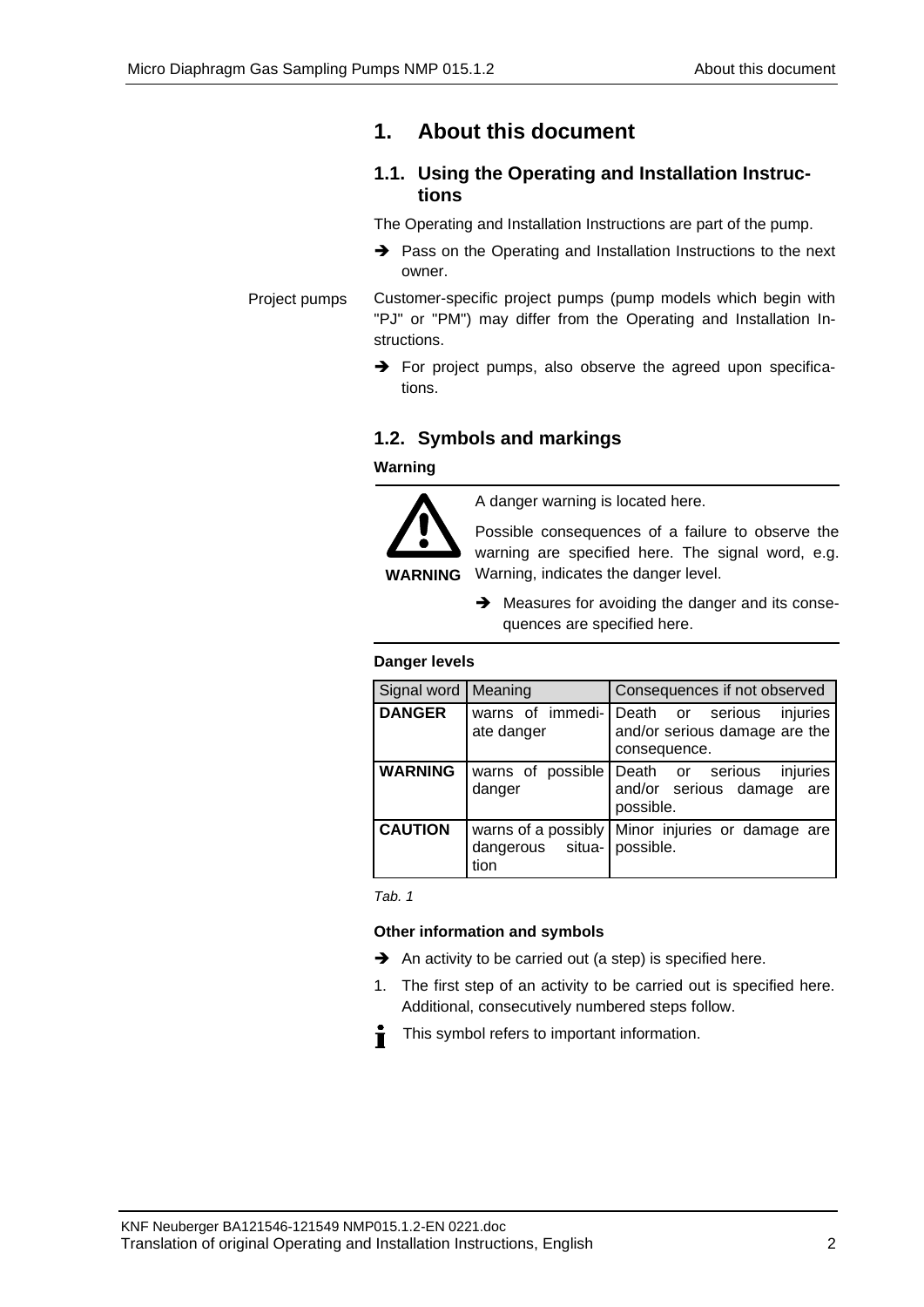# 1. About this document

## 1.1. Using the Operating and Installation Instructions

The Operating and Installation Instructions are part of the pump.

➔ Pass on the Operating and Installation Instructions to the next owner.

Project pumps

Customer-specific project pumps (pump models which begin with "PJ" or "PM") may differ from the Operating and Installation Instructions.

➔ For project pumps, also observe the agreed upon specifications.

## 1.2. Symbols and markings

**Warning**

**WARNING**

A danger warning is located here.

Possible consequences of a failure to observe the warning are specified here. The signal word, e.g. Warning, indicates the danger level.

➔ Measures for avoiding the danger and its consequences are specified here.

**Danger levels**

| Signal word | Meaning | Consequences if not observed |
|---|---|---|
| **DANGER** | warns of immediate danger | Death or serious injuries and/or serious damage are the consequence. |
| **WARNING** | warns of possible danger | Death or serious injuries and/or serious damage are possible. |
| **CAUTION** | warns of a possibly dangerous situation | Minor injuries or damage are possible. |

*Tab. 1*

**Other information and symbols**

➔ An activity to be carried out (a step) is specified here.

1. The first step of an activity to be carried out is specified here. Additional, consecutively numbered steps follow.

This symbol refers to important information.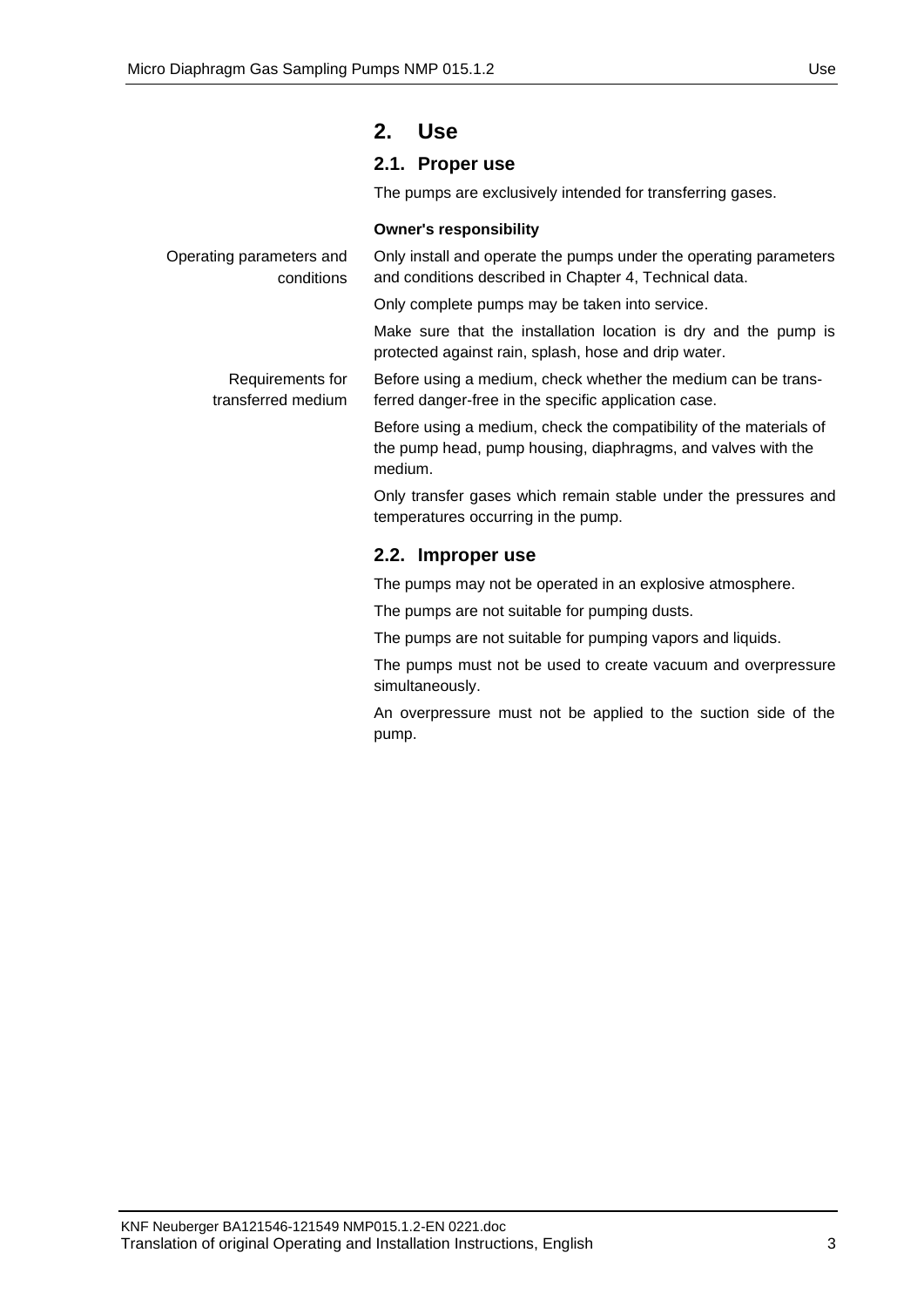# 2. Use

## 2.1. Proper use

The pumps are exclusively intended for transferring gases.

**Owner's responsibility**

Operating parameters and conditions

Only install and operate the pumps under the operating parameters and conditions described in Chapter 4, Technical data.

Only complete pumps may be taken into service.

Make sure that the installation location is dry and the pump is protected against rain, splash, hose and drip water.

Requirements for transferred medium

Before using a medium, check whether the medium can be transferred danger-free in the specific application case.

Before using a medium, check the compatibility of the materials of the pump head, pump housing, diaphragms, and valves with the medium.

Only transfer gases which remain stable under the pressures and temperatures occurring in the pump.

## 2.2. Improper use

The pumps may not be operated in an explosive atmosphere.

The pumps are not suitable for pumping dusts.

The pumps are not suitable for pumping vapors and liquids.

The pumps must not be used to create vacuum and overpressure simultaneously.

An overpressure must not be applied to the suction side of the pump.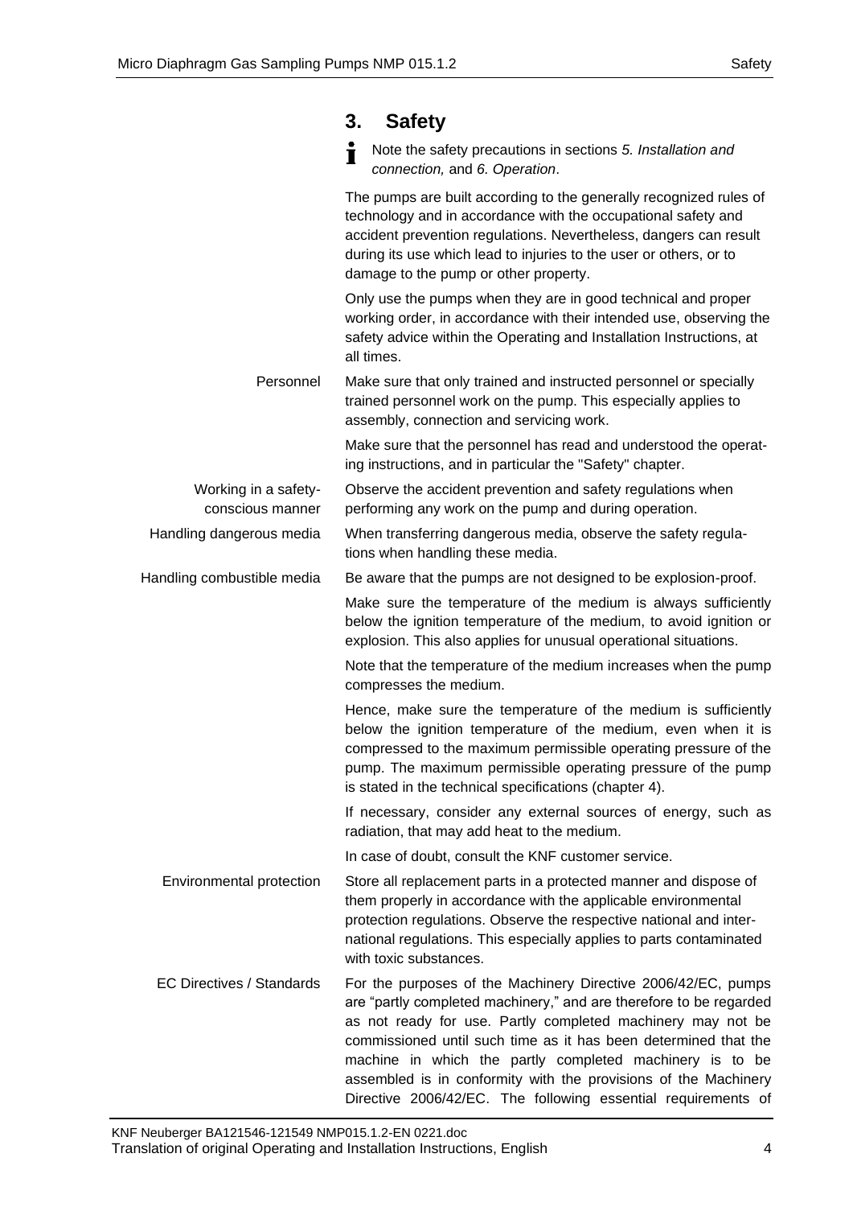## 3. Safety

Note the safety precautions in sections *5. Installation and connection,* and *6. Operation*.

The pumps are built according to the generally recognized rules of technology and in accordance with the occupational safety and accident prevention regulations. Nevertheless, dangers can result during its use which lead to injuries to the user or others, or to damage to the pump or other property.

Only use the pumps when they are in good technical and proper working order, in accordance with their intended use, observing the safety advice within the Operating and Installation Instructions, at all times.

**Personnel**

Make sure that only trained and instructed personnel or specially trained personnel work on the pump. This especially applies to assembly, connection and servicing work.

Make sure that the personnel has read and understood the operating instructions, and in particular the "Safety" chapter.

**Working in a safety-conscious manner**

Observe the accident prevention and safety regulations when performing any work on the pump and during operation.

**Handling dangerous media**

When transferring dangerous media, observe the safety regulations when handling these media.

**Handling combustible media**

Be aware that the pumps are not designed to be explosion-proof.

Make sure the temperature of the medium is always sufficiently below the ignition temperature of the medium, to avoid ignition or explosion. This also applies for unusual operational situations.

Note that the temperature of the medium increases when the pump compresses the medium.

Hence, make sure the temperature of the medium is sufficiently below the ignition temperature of the medium, even when it is compressed to the maximum permissible operating pressure of the pump. The maximum permissible operating pressure of the pump is stated in the technical specifications (chapter 4).

If necessary, consider any external sources of energy, such as radiation, that may add heat to the medium.

In case of doubt, consult the KNF customer service.

**Environmental protection**

Store all replacement parts in a protected manner and dispose of them properly in accordance with the applicable environmental protection regulations. Observe the respective national and international regulations. This especially applies to parts contaminated with toxic substances.

**EC Directives / Standards**

For the purposes of the Machinery Directive 2006/42/EC, pumps are "partly completed machinery," and are therefore to be regarded as not ready for use. Partly completed machinery may not be commissioned until such time as it has been determined that the machine in which the partly completed machinery is to be assembled is in conformity with the provisions of the Machinery Directive 2006/42/EC. The following essential requirements of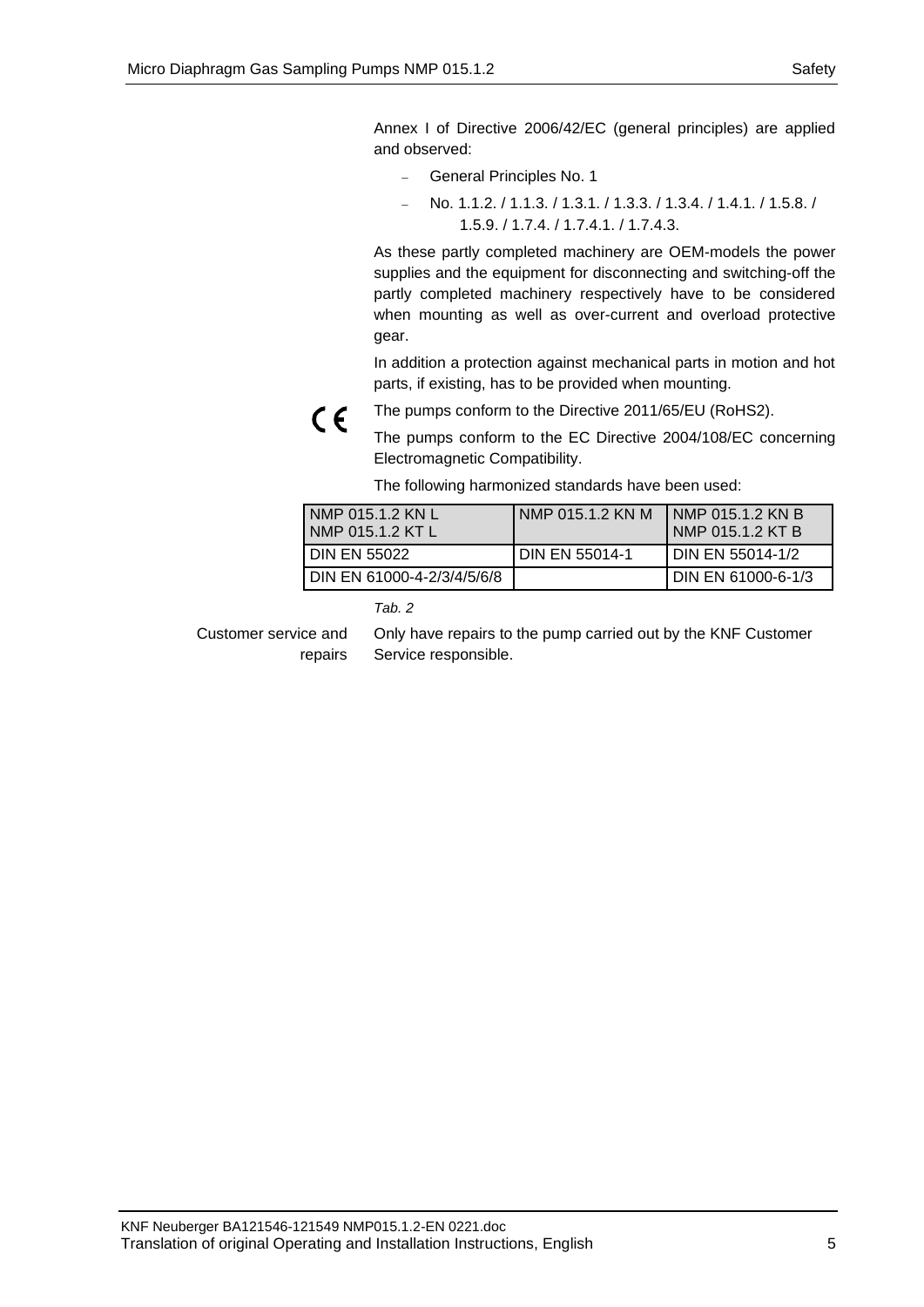Annex I of Directive 2006/42/EC (general principles) are applied and observed:

- General Principles No. 1
- No. 1.1.2. / 1.1.3. / 1.3.1. / 1.3.3. / 1.3.4. / 1.4.1. / 1.5.8. / 1.5.9. / 1.7.4. / 1.7.4.1. / 1.7.4.3.

As these partly completed machinery are OEM-models the power supplies and the equipment for disconnecting and switching-off the partly completed machinery respectively have to be considered when mounting as well as over-current and overload protective gear.

In addition a protection against mechanical parts in motion and hot parts, if existing, has to be provided when mounting.

CE

The pumps conform to the Directive 2011/65/EU (RoHS2).

The pumps conform to the EC Directive 2004/108/EC concerning Electromagnetic Compatibility.

The following harmonized standards have been used:

| NMP 015.1.2 KN L<br>NMP 015.1.2 KT L | NMP 015.1.2 KN M | NMP 015.1.2 KN B<br>NMP 015.1.2 KT B |
|---|---|---|
| DIN EN 55022 | DIN EN 55014-1 | DIN EN 55014-1/2 |
| DIN EN 61000-4-2/3/4/5/6/8 | | DIN EN 61000-6-1/3 |

*Tab. 2*

**Customer service and repairs**

Only have repairs to the pump carried out by the KNF Customer Service responsible.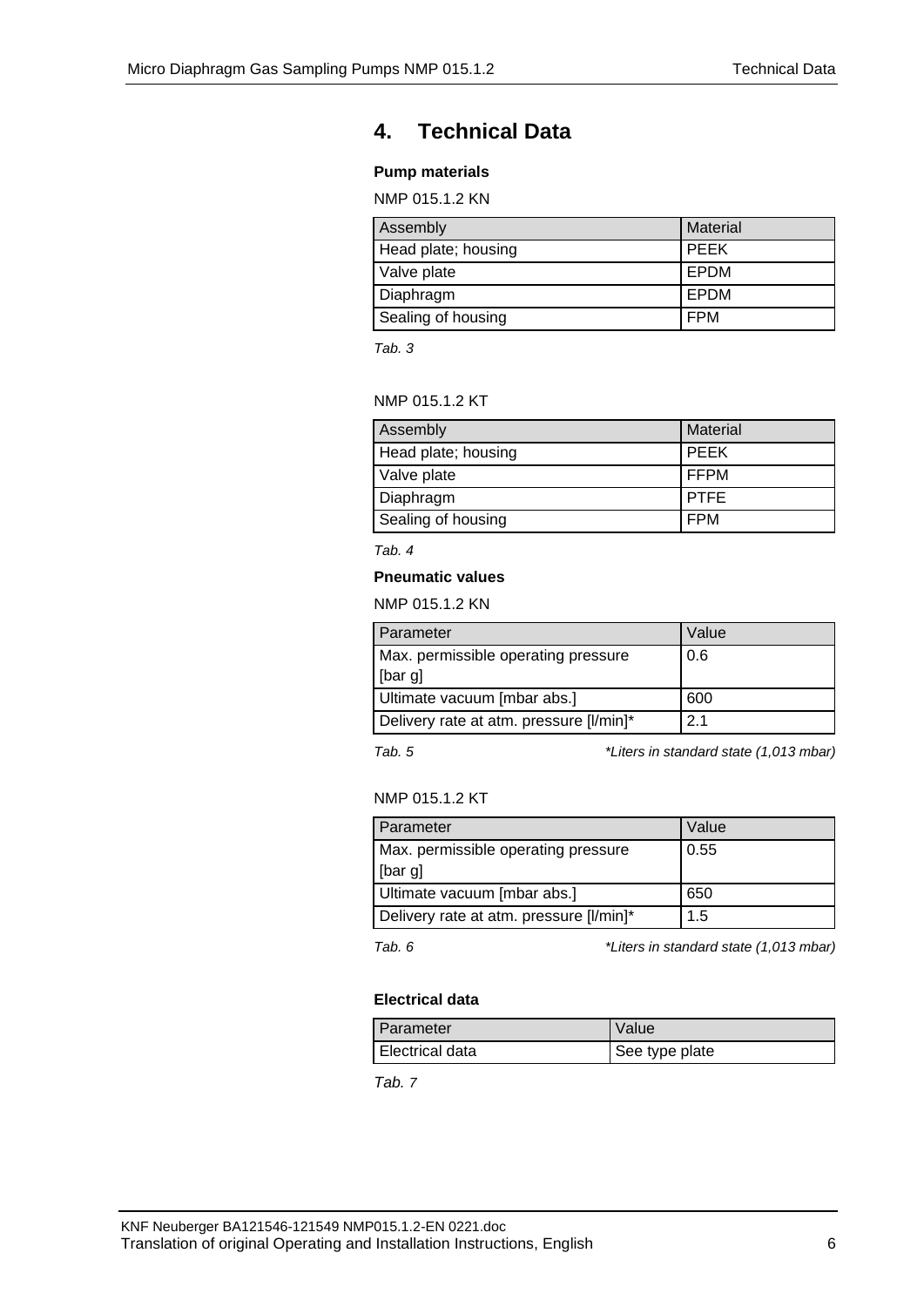# 4. Technical Data

**Pump materials**

NMP 015.1.2 KN

| Assembly | Material |
|---|---|
| Head plate; housing | PEEK |
| Valve plate | EPDM |
| Diaphragm | EPDM |
| Sealing of housing | FPM |

*Tab. 3*

NMP 015.1.2 KT

| Assembly | Material |
|---|---|
| Head plate; housing | PEEK |
| Valve plate | FFPM |
| Diaphragm | PTFE |
| Sealing of housing | FPM |

*Tab. 4*

**Pneumatic values**

NMP 015.1.2 KN

| Parameter | Value |
|---|---|
| Max. permissible operating pressure [bar g] | 0.6 |
| Ultimate vacuum [mbar abs.] | 600 |
| Delivery rate at atm. pressure [l/min]* | 2.1 |

*Tab. 5* *\*Liters in standard state (1,013 mbar)*

NMP 015.1.2 KT

| Parameter | Value |
|---|---|
| Max. permissible operating pressure [bar g] | 0.55 |
| Ultimate vacuum [mbar abs.] | 650 |
| Delivery rate at atm. pressure [l/min]* | 1.5 |

*Tab. 6* *\*Liters in standard state (1,013 mbar)*

**Electrical data**

| Parameter | Value |
|---|---|
| Electrical data | See type plate |

*Tab. 7*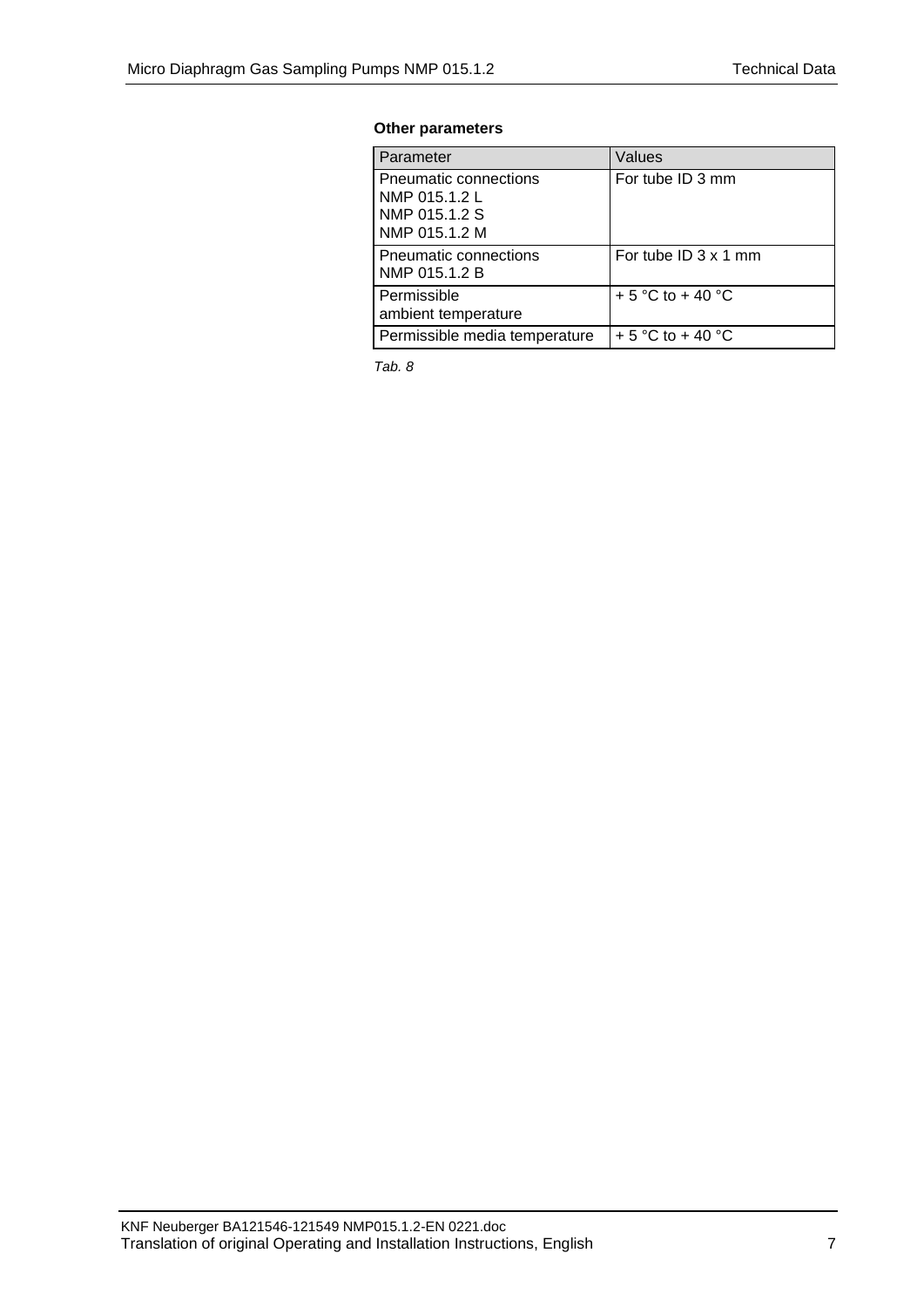**Other parameters**

| Parameter | Values |
|---|---|
| Pneumatic connections<br>NMP 015.1.2 L<br>NMP 015.1.2 S<br>NMP 015.1.2 M | For tube ID 3 mm |
| Pneumatic connections<br>NMP 015.1.2 B | For tube ID 3 x 1 mm |
| Permissible<br>ambient temperature | + 5 °C to + 40 °C |
| Permissible media temperature | + 5 °C to + 40 °C |

*Tab. 8*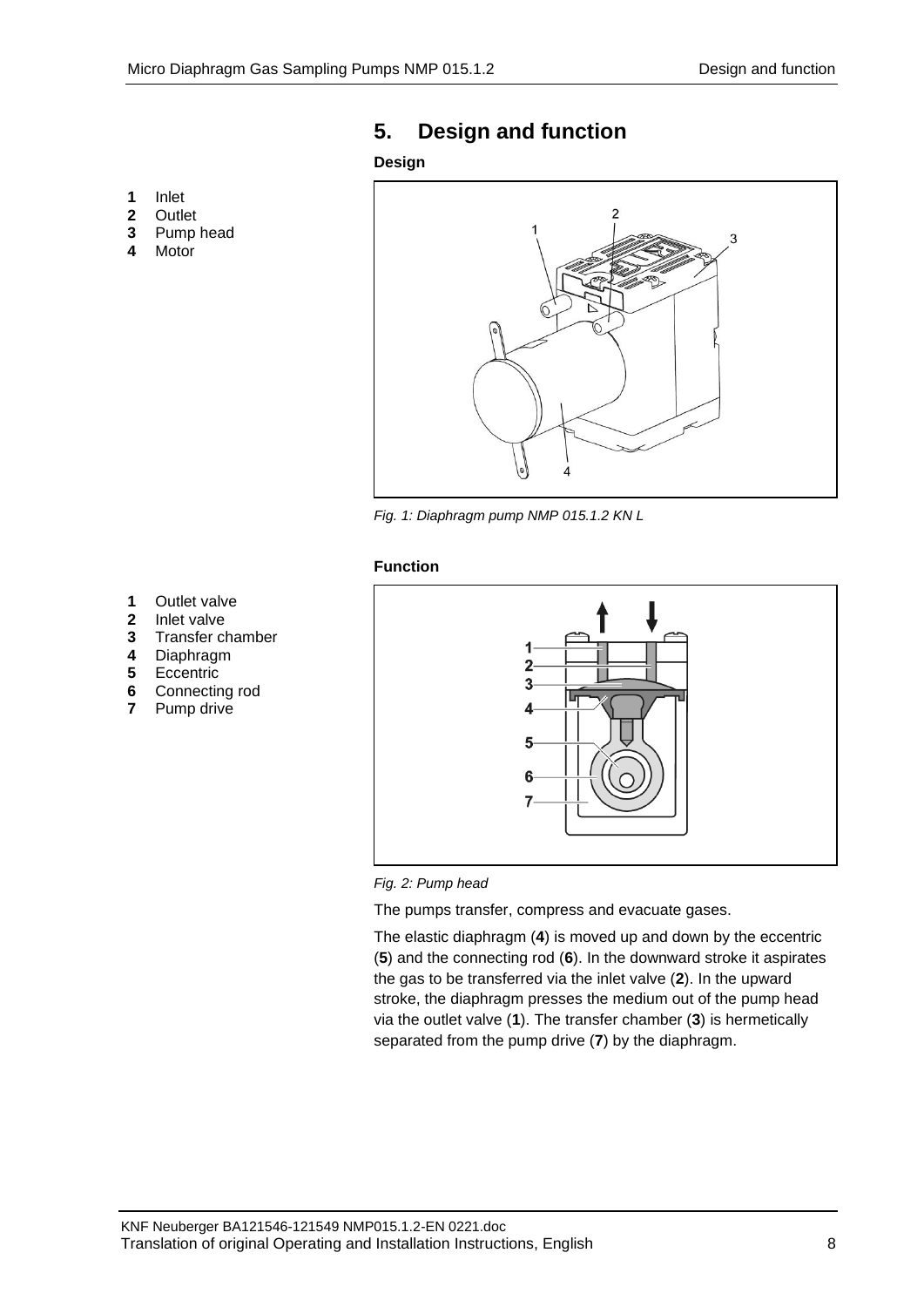# 5. Design and function

### Design

**1** Inlet
**2** Outlet
**3** Pump head
**4** Motor

*Fig. 1: Diaphragm pump NMP 015.1.2 KN L*

### Function

**1** Outlet valve
**2** Inlet valve
**3** Transfer chamber
**4** Diaphragm
**5** Eccentric
**6** Connecting rod
**7** Pump drive

*Fig. 2: Pump head*

The pumps transfer, compress and evacuate gases.

The elastic diaphragm (**4**) is moved up and down by the eccentric (**5**) and the connecting rod (**6**). In the downward stroke it aspirates the gas to be transferred via the inlet valve (**2**). In the upward stroke, the diaphragm presses the medium out of the pump head via the outlet valve (**1**). The transfer chamber (**3**) is hermetically separated from the pump drive (**7**) by the diaphragm.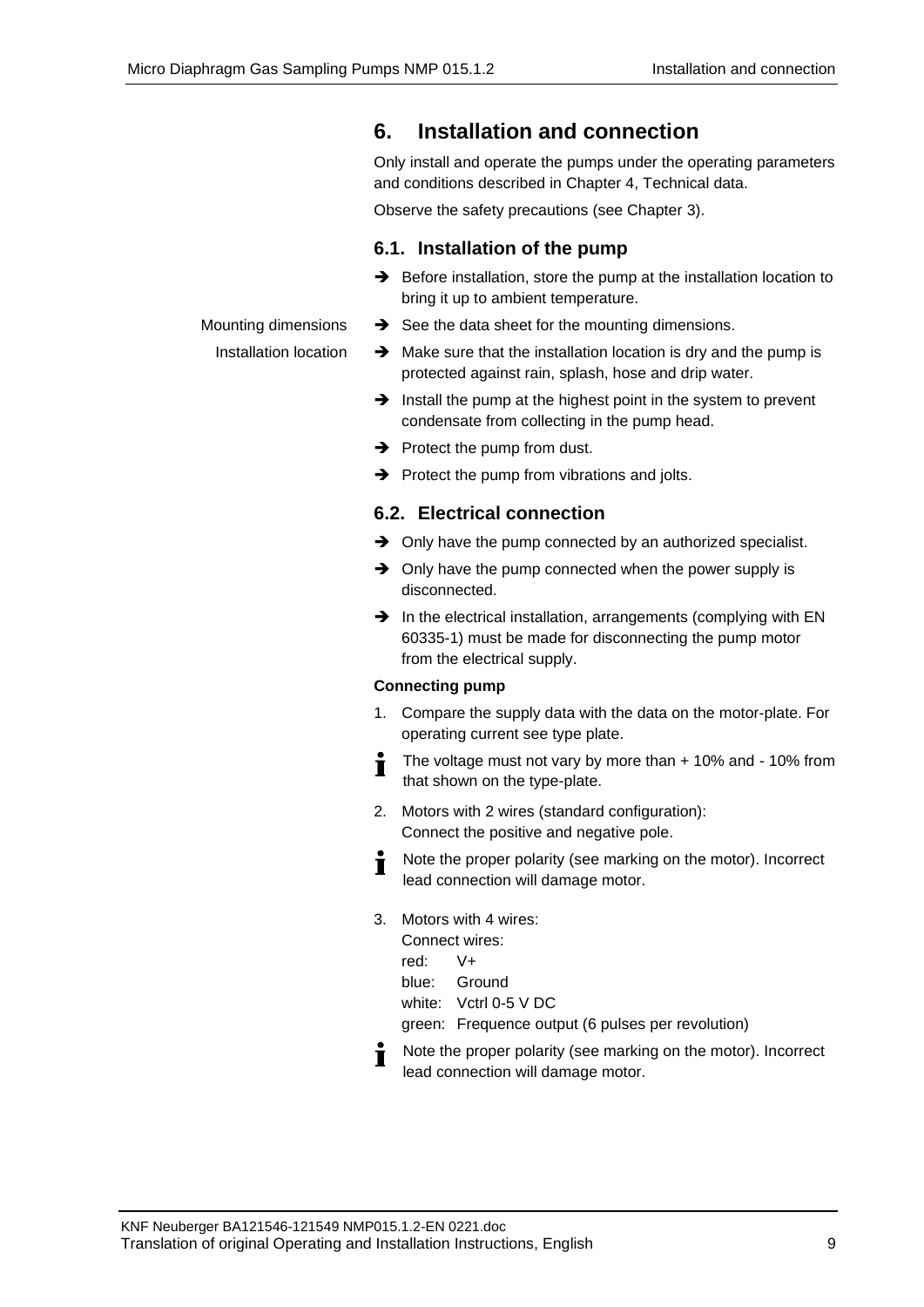# 6. Installation and connection

Only install and operate the pumps under the operating parameters and conditions described in Chapter 4, Technical data.

Observe the safety precautions (see Chapter 3).

## 6.1. Installation of the pump

- ➔ Before installation, store the pump at the installation location to bring it up to ambient temperature.

Mounting dimensions

- ➔ See the data sheet for the mounting dimensions.

Installation location

- ➔ Make sure that the installation location is dry and the pump is protected against rain, splash, hose and drip water.
- ➔ Install the pump at the highest point in the system to prevent condensate from collecting in the pump head.
- ➔ Protect the pump from dust.
- ➔ Protect the pump from vibrations and jolts.

## 6.2. Electrical connection

- ➔ Only have the pump connected by an authorized specialist.
- ➔ Only have the pump connected when the power supply is disconnected.
- ➔ In the electrical installation, arrangements (complying with EN 60335-1) must be made for disconnecting the pump motor from the electrical supply.

**Connecting pump**

1. Compare the supply data with the data on the motor-plate. For operating current see type plate.

   ℹ The voltage must not vary by more than + 10% and - 10% from that shown on the type-plate.

2. Motors with 2 wires (standard configuration):
   Connect the positive and negative pole.

   ℹ Note the proper polarity (see marking on the motor). Incorrect lead connection will damage motor.

3. Motors with 4 wires:
   Connect wires:
   red: V+
   blue: Ground
   white: Vctrl 0-5 V DC
   green: Frequence output (6 pulses per revolution)

   ℹ Note the proper polarity (see marking on the motor). Incorrect lead connection will damage motor.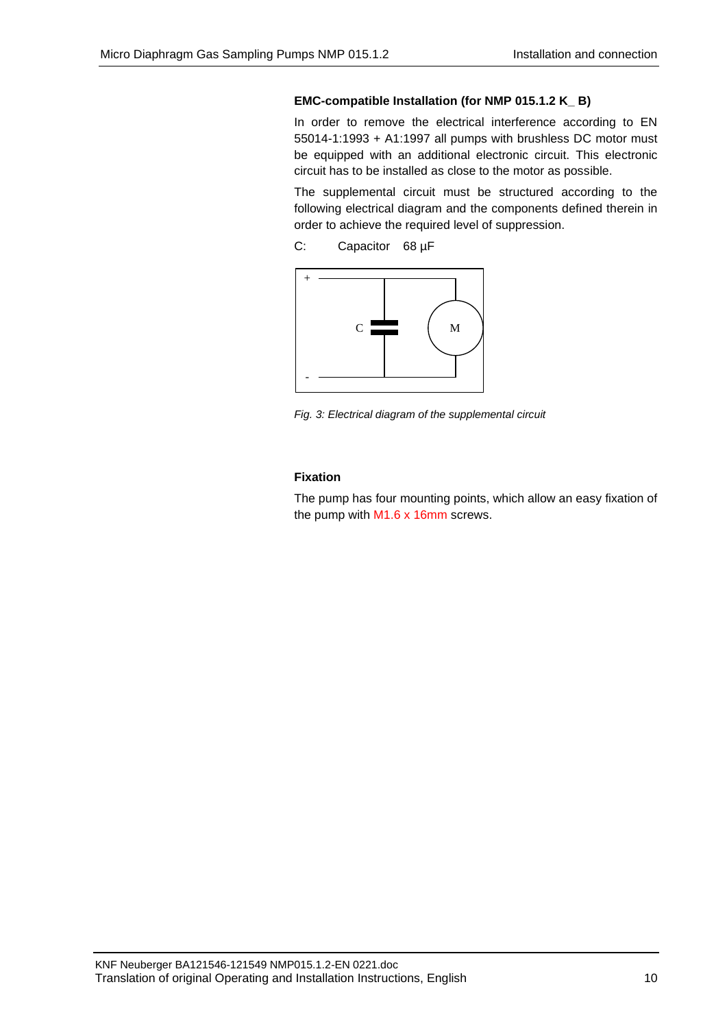#### EMC-compatible Installation (for NMP 015.1.2 K_ B)

In order to remove the electrical interference according to EN 55014-1:1993 + A1:1997 all pumps with brushless DC motor must be equipped with an additional electronic circuit. This electronic circuit has to be installed as close to the motor as possible.

The supplemental circuit must be structured according to the following electrical diagram and the components defined therein in order to achieve the required level of suppression.

C: Capacitor 68 µF

*Fig. 3: Electrical diagram of the supplemental circuit*

#### Fixation

The pump has four mounting points, which allow an easy fixation of the pump with M1.6 x 16mm screws.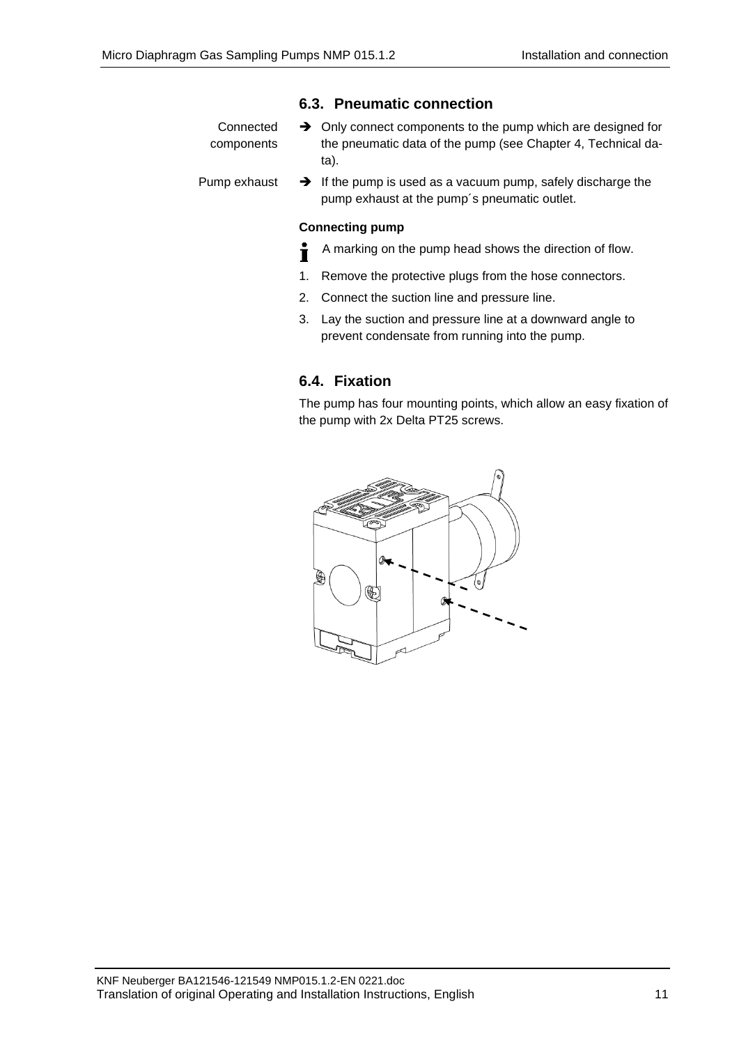## 6.3. Pneumatic connection

Connected components

➔ Only connect components to the pump which are designed for the pneumatic data of the pump (see Chapter 4, Technical data).

Pump exhaust

➔ If the pump is used as a vacuum pump, safely discharge the pump exhaust at the pump´s pneumatic outlet.

**Connecting pump**

ℹ A marking on the pump head shows the direction of flow.

1. Remove the protective plugs from the hose connectors.
2. Connect the suction line and pressure line.
3. Lay the suction and pressure line at a downward angle to prevent condensate from running into the pump.

## 6.4. Fixation

The pump has four mounting points, which allow an easy fixation of the pump with 2x Delta PT25 screws.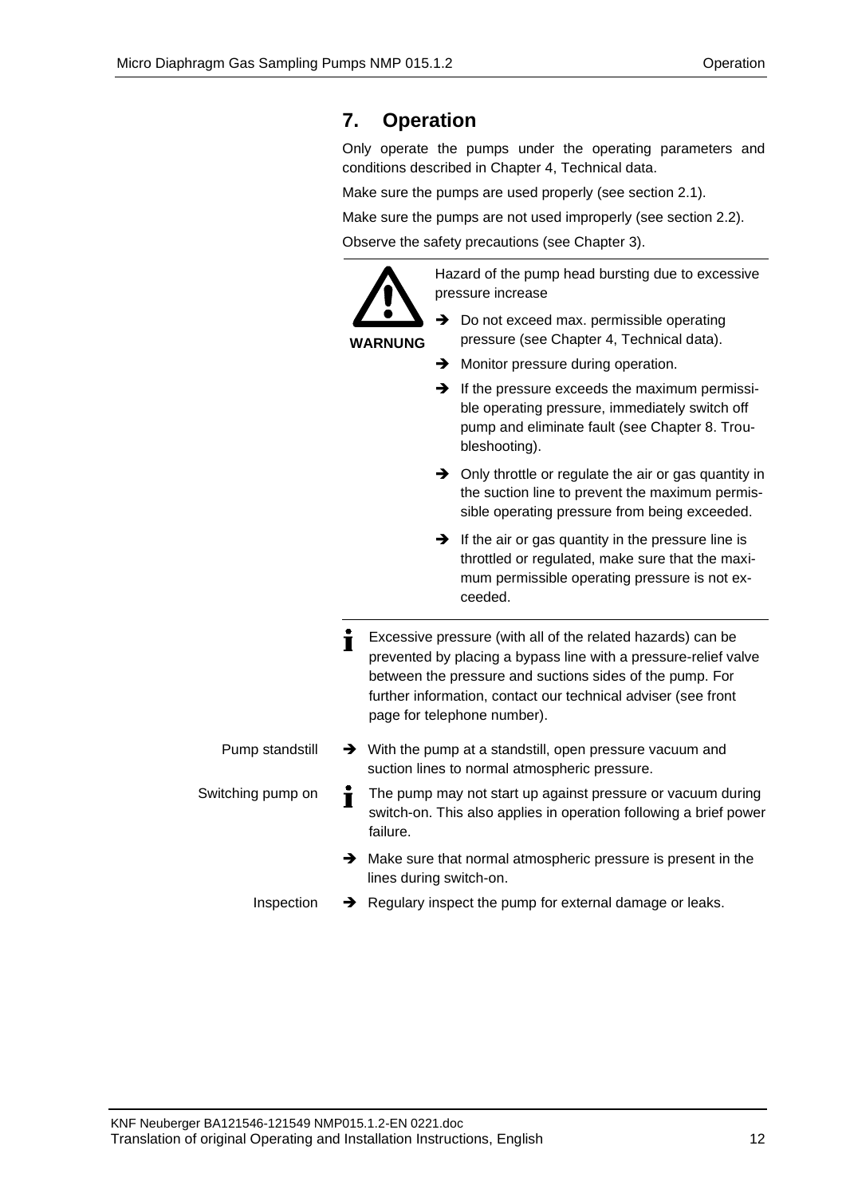# 7. Operation

Only operate the pumps under the operating parameters and conditions described in Chapter 4, Technical data.

Make sure the pumps are used properly (see section 2.1).

Make sure the pumps are not used improperly (see section 2.2).

Observe the safety precautions (see Chapter 3).

---

**WARNUNG**

Hazard of the pump head bursting due to excessive pressure increase

- ➔ Do not exceed max. permissible operating pressure (see Chapter 4, Technical data).
- ➔ Monitor pressure during operation.
- ➔ If the pressure exceeds the maximum permissible operating pressure, immediately switch off pump and eliminate fault (see Chapter 8. Troubleshooting).
- ➔ Only throttle or regulate the air or gas quantity in the suction line to prevent the maximum permissible operating pressure from being exceeded.
- ➔ If the air or gas quantity in the pressure line is throttled or regulated, make sure that the maximum permissible operating pressure is not exceeded.

---

ℹ Excessive pressure (with all of the related hazards) can be prevented by placing a bypass line with a pressure-relief valve between the pressure and suctions sides of the pump. For further information, contact our technical adviser (see front page for telephone number).

**Pump standstill**

- ➔ With the pump at a standstill, open pressure vacuum and suction lines to normal atmospheric pressure.

**Switching pump on**

ℹ The pump may not start up against pressure or vacuum during switch-on. This also applies in operation following a brief power failure.

- ➔ Make sure that normal atmospheric pressure is present in the lines during switch-on.

**Inspection**

- ➔ Regulary inspect the pump for external damage or leaks.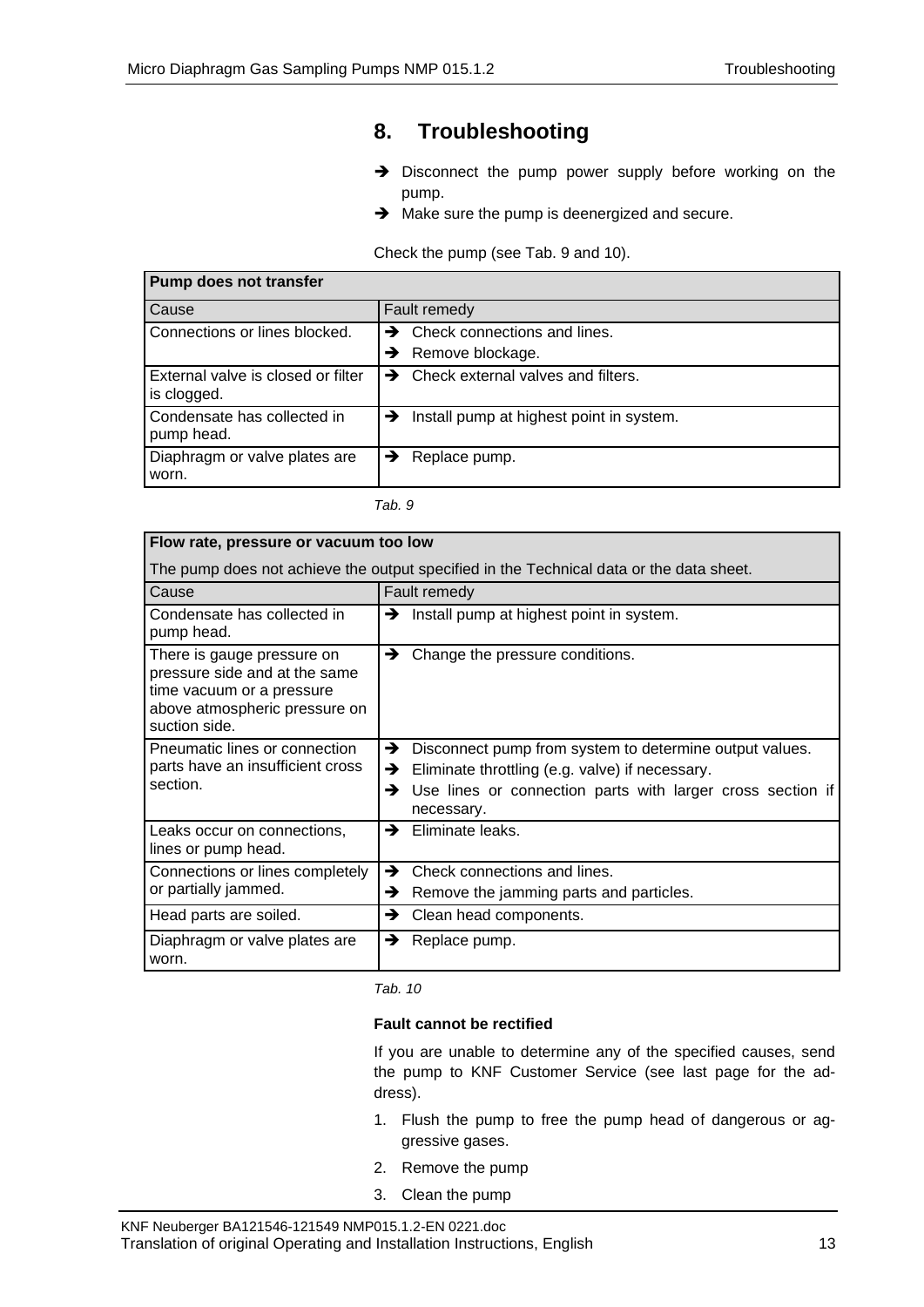# 8. Troubleshooting

➔ Disconnect the pump power supply before working on the pump.

➔ Make sure the pump is deenergized and secure.

Check the pump (see Tab. 9 and 10).

| **Pump does not transfer** | |
|---|---|
| Cause | Fault remedy |
| Connections or lines blocked. | ➔ Check connections and lines.<br>➔ Remove blockage. |
| External valve is closed or filter is clogged. | ➔ Check external valves and filters. |
| Condensate has collected in pump head. | ➔ Install pump at highest point in system. |
| Diaphragm or valve plates are worn. | ➔ Replace pump. |

*Tab. 9*

| **Flow rate, pressure or vacuum too low**<br>The pump does not achieve the output specified in the Technical data or the data sheet. | |
|---|---|
| Cause | Fault remedy |
| Condensate has collected in pump head. | ➔ Install pump at highest point in system. |
| There is gauge pressure on pressure side and at the same time vacuum or a pressure above atmospheric pressure on suction side. | ➔ Change the pressure conditions. |
| Pneumatic lines or connection parts have an insufficient cross section. | ➔ Disconnect pump from system to determine output values.<br>➔ Eliminate throttling (e.g. valve) if necessary.<br>➔ Use lines or connection parts with larger cross section if necessary. |
| Leaks occur on connections, lines or pump head. | ➔ Eliminate leaks. |
| Connections or lines completely or partially jammed. | ➔ Check connections and lines.<br>➔ Remove the jamming parts and particles. |
| Head parts are soiled. | ➔ Clean head components. |
| Diaphragm or valve plates are worn. | ➔ Replace pump. |

*Tab. 10*

**Fault cannot be rectified**

If you are unable to determine any of the specified causes, send the pump to KNF Customer Service (see last page for the address).

1. Flush the pump to free the pump head of dangerous or aggressive gases.
2. Remove the pump
3. Clean the pump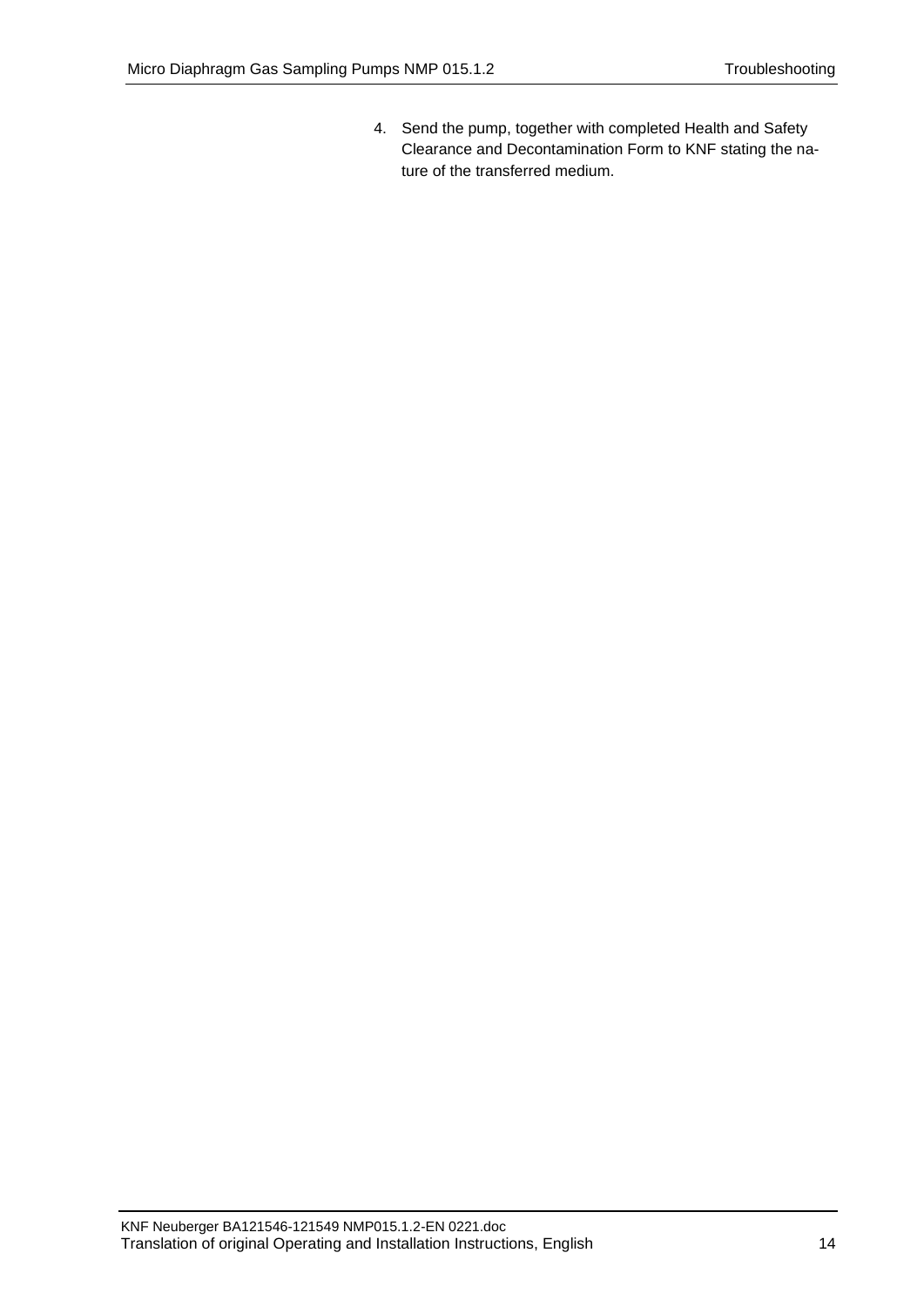4. Send the pump, together with completed Health and Safety Clearance and Decontamination Form to KNF stating the nature of the transferred medium.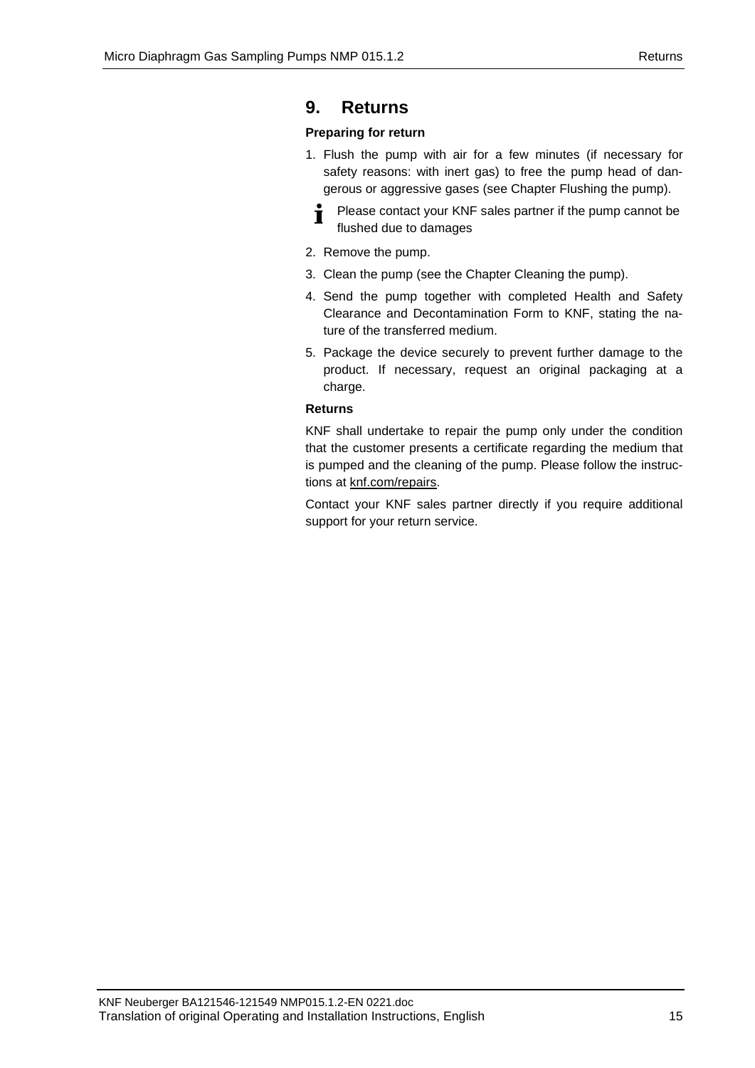# 9. Returns

**Preparing for return**

1. Flush the pump with air for a few minutes (if necessary for safety reasons: with inert gas) to free the pump head of dangerous or aggressive gases (see Chapter Flushing the pump).

   Please contact your KNF sales partner if the pump cannot be flushed due to damages

2. Remove the pump.
3. Clean the pump (see the Chapter Cleaning the pump).
4. Send the pump together with completed Health and Safety Clearance and Decontamination Form to KNF, stating the nature of the transferred medium.
5. Package the device securely to prevent further damage to the product. If necessary, request an original packaging at a charge.

**Returns**

KNF shall undertake to repair the pump only under the condition that the customer presents a certificate regarding the medium that is pumped and the cleaning of the pump. Please follow the instructions at knf.com/repairs.

Contact your KNF sales partner directly if you require additional support for your return service.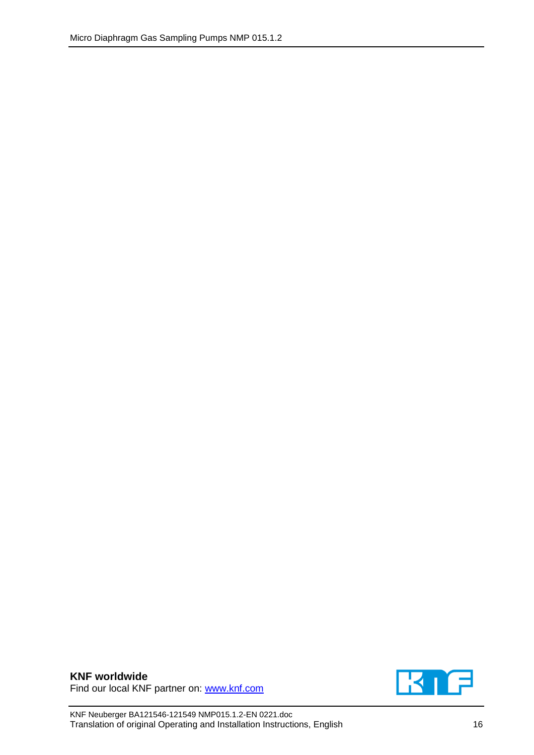**KNF worldwide**
Find our local KNF partner on: [www.knf.com](http://www.knf.com)

KNF Neuberger BA121546-121549 NMP015.1.2-EN 0221.doc
Translation of original Operating and Installation Instructions, English